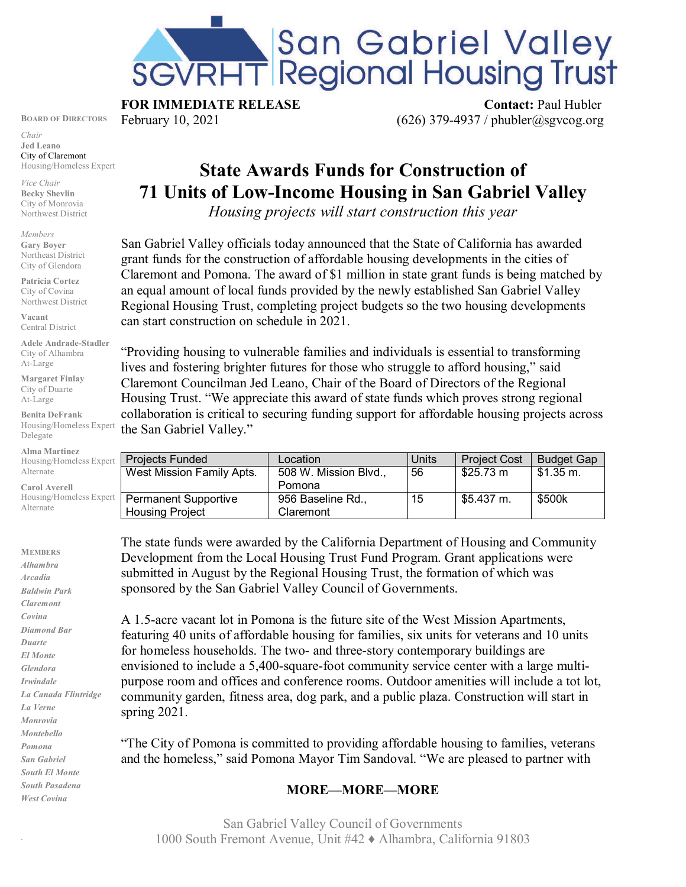# San Gabriel Valley Regional Housing Trust

SGVRHT

**FOR IMMEDIATE RELEASE**
February 10, 2021

**Contact:** Paul Hubler
(626) 379-4937 / phubler@sgvcog.org

**BOARD OF DIRECTORS**

*Chair*
**Jed Leano**
City of Claremont
Housing/Homeless Expert

*Vice Chair*
**Becky Shevlin**
City of Monrovia
Northwest District

*Members*
**Gary Boyer**
Northeast District
City of Glendora

**Patricia Cortez**
City of Covina
Northwest District

**Vacant**
Central District

**Adele Andrade-Stadler**
City of Alhambra
At-Large

**Margaret Finlay**
City of Duarte
At-Large

**Benita DeFrank**
Housing/Homeless Expert
Delegate

**Alma Martinez**
Housing/Homeless Expert
Alternate

**Carol Averell**
Housing/Homeless Expert
Alternate

**MEMBERS**
*Alhambra*
*Arcadia*
*Baldwin Park*
*Claremont*
*Covina*
*Diamond Bar*
*Duarte*
*El Monte*
*Glendora*
*Irwindale*
*La Canada Flintridge*
*La Verne*
*Monrovia*
*Montebello*
*Pomona*
*San Gabriel*
*South El Monte*
*South Pasadena*
*West Covina*

# State Awards Funds for Construction of 71 Units of Low-Income Housing in San Gabriel Valley

*Housing projects will start construction this year*

San Gabriel Valley officials today announced that the State of California has awarded grant funds for the construction of affordable housing developments in the cities of Claremont and Pomona. The award of $1 million in state grant funds is being matched by an equal amount of local funds provided by the newly established San Gabriel Valley Regional Housing Trust, completing project budgets so the two housing developments can start construction on schedule in 2021.

"Providing housing to vulnerable families and individuals is essential to transforming lives and fostering brighter futures for those who struggle to afford housing," said Claremont Councilman Jed Leano, Chair of the Board of Directors of the Regional Housing Trust. "We appreciate this award of state funds which proves strong regional collaboration is critical to securing funding support for affordable housing projects across the San Gabriel Valley."

| Projects Funded | Location | Units | Project Cost | Budget Gap |
|---|---|---|---|---|
| West Mission Family Apts. | 508 W. Mission Blvd., Pomona | 56 | $25.73 m | $1.35 m. |
| Permanent Supportive Housing Project | 956 Baseline Rd., Claremont | 15 | $5.437 m. | $500k |

The state funds were awarded by the California Department of Housing and Community Development from the Local Housing Trust Fund Program. Grant applications were submitted in August by the Regional Housing Trust, the formation of which was sponsored by the San Gabriel Valley Council of Governments.

A 1.5-acre vacant lot in Pomona is the future site of the West Mission Apartments, featuring 40 units of affordable housing for families, six units for veterans and 10 units for homeless households. The two- and three-story contemporary buildings are envisioned to include a 5,400-square-foot community service center with a large multi-purpose room and offices and conference rooms. Outdoor amenities will include a tot lot, community garden, fitness area, dog park, and a public plaza. Construction will start in spring 2021.

"The City of Pomona is committed to providing affordable housing to families, veterans and the homeless," said Pomona Mayor Tim Sandoval. "We are pleased to partner with

**MORE—MORE—MORE**

San Gabriel Valley Council of Governments
1000 South Fremont Avenue, Unit #42 ♦ Alhambra, California 91803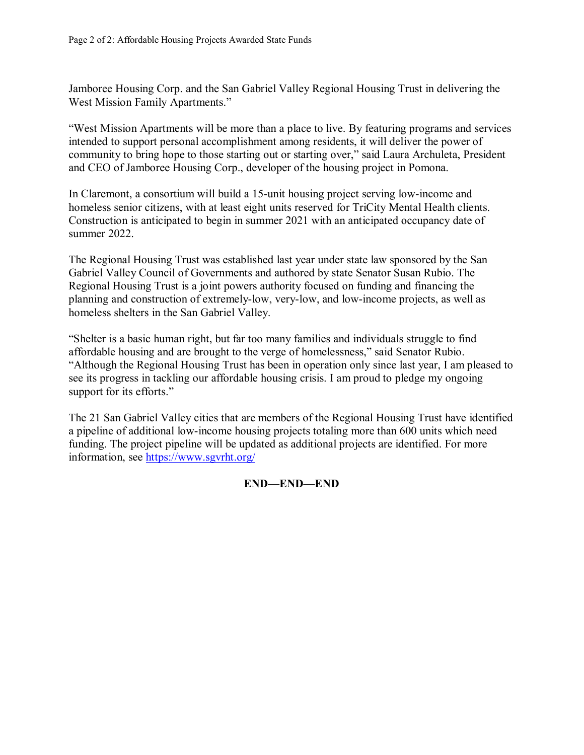Jamboree Housing Corp. and the San Gabriel Valley Regional Housing Trust in delivering the West Mission Family Apartments."

"West Mission Apartments will be more than a place to live. By featuring programs and services intended to support personal accomplishment among residents, it will deliver the power of community to bring hope to those starting out or starting over," said Laura Archuleta, President and CEO of Jamboree Housing Corp., developer of the housing project in Pomona.

In Claremont, a consortium will build a 15-unit housing project serving low-income and homeless senior citizens, with at least eight units reserved for TriCity Mental Health clients. Construction is anticipated to begin in summer 2021 with an anticipated occupancy date of summer 2022.

The Regional Housing Trust was established last year under state law sponsored by the San Gabriel Valley Council of Governments and authored by state Senator Susan Rubio. The Regional Housing Trust is a joint powers authority focused on funding and financing the planning and construction of extremely-low, very-low, and low-income projects, as well as homeless shelters in the San Gabriel Valley.

"Shelter is a basic human right, but far too many families and individuals struggle to find affordable housing and are brought to the verge of homelessness," said Senator Rubio. "Although the Regional Housing Trust has been in operation only since last year, I am pleased to see its progress in tackling our affordable housing crisis. I am proud to pledge my ongoing support for its efforts."

The 21 San Gabriel Valley cities that are members of the Regional Housing Trust have identified a pipeline of additional low-income housing projects totaling more than 600 units which need funding. The project pipeline will be updated as additional projects are identified. For more information, see [https://www.sgvrht.org/](https://www.sgvrht.org/)

**END—END—END**